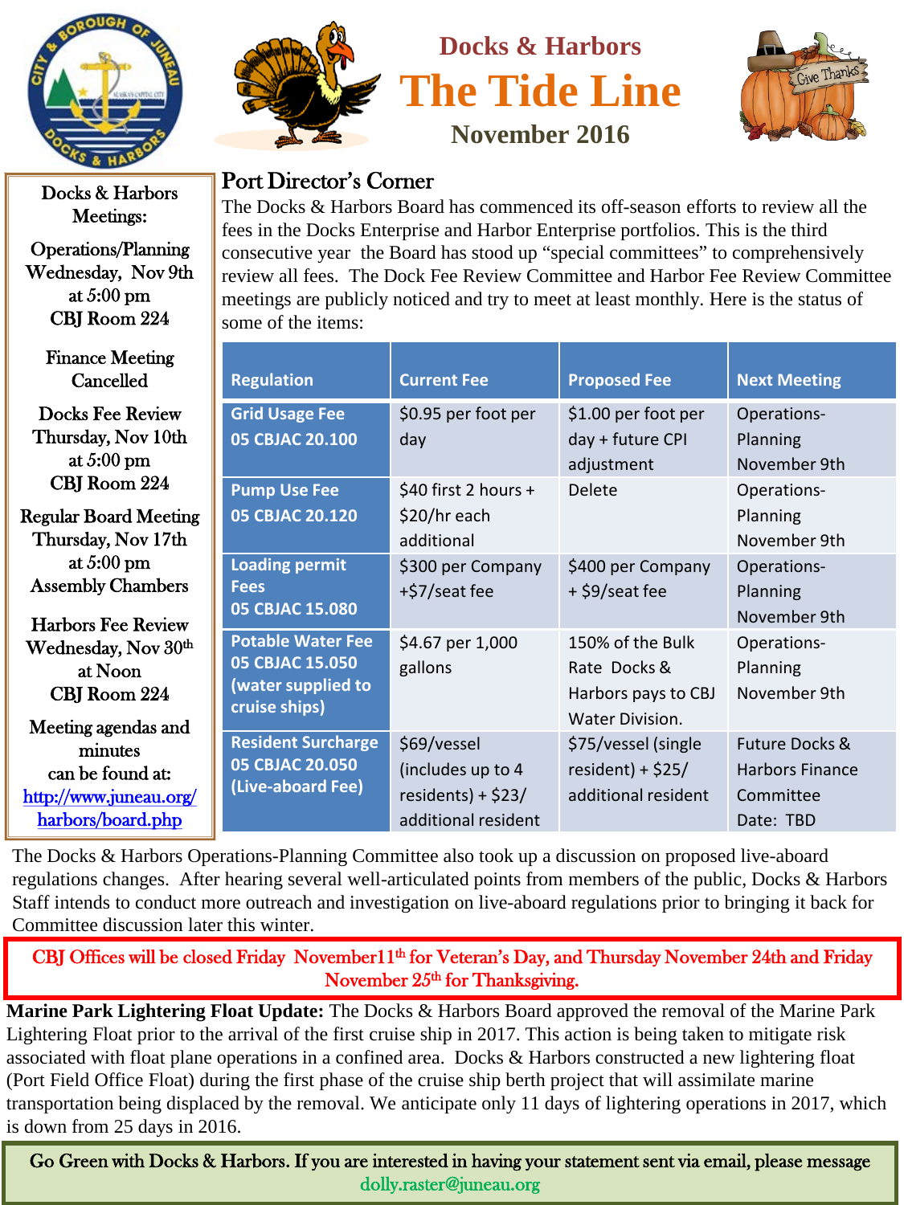# Docks & Harbors

# The Tide Line

**November 2016**

## Port Director's Corner

The Docks & Harbors Board has commenced its off-season efforts to review all the fees in the Docks Enterprise and Harbor Enterprise portfolios. This is the third consecutive year the Board has stood up "special committees" to comprehensively review all fees. The Dock Fee Review Committee and Harbor Fee Review Committee meetings are publicly noticed and try to meet at least monthly. Here is the status of some of the items:

| Regulation | Current Fee | Proposed Fee | Next Meeting |
|---|---|---|---|
| Grid Usage Fee 05 CBJAC 20.100 | $0.95 per foot per day | $1.00 per foot per day + future CPI adjustment | Operations-Planning November 9th |
| Pump Use Fee 05 CBJAC 20.120 | $40 first 2 hours + $20/hr each additional | Delete | Operations-Planning November 9th |
| Loading permit Fees 05 CBJAC 15.080 | $300 per Company +$7/seat fee | $400 per Company + $9/seat fee | Operations-Planning November 9th |
| Potable Water Fee 05 CBJAC 15.050 (water supplied to cruise ships) | $4.67 per 1,000 gallons | 150% of the Bulk Rate Docks & Harbors pays to CBJ Water Division. | Operations-Planning November 9th |
| Resident Surcharge 05 CBJAC 20.050 (Live-aboard Fee) | $69/vessel (includes up to 4 residents) + $23/ additional resident | $75/vessel (single resident) + $25/ additional resident | Future Docks & Harbors Finance Committee Date: TBD |

The Docks & Harbors Operations-Planning Committee also took up a discussion on proposed live-aboard regulations changes. After hearing several well-articulated points from members of the public, Docks & Harbors Staff intends to conduct more outreach and investigation on live-aboard regulations prior to bringing it back for Committee discussion later this winter.

### Docks & Harbors Meetings:

**Operations/Planning**
Wednesday, Nov 9th
at 5:00 pm
CBJ Room 224

**Finance Meeting**
Cancelled

**Docks Fee Review**
Thursday, Nov 10th
at 5:00 pm
CBJ Room 224

**Regular Board Meeting**
Thursday, Nov 17th
at 5:00 pm
Assembly Chambers

**Harbors Fee Review**
Wednesday, Nov 30th
at Noon
CBJ Room 224

Meeting agendas and minutes can be found at: http://www.juneau.org/harbors/board.php

**CBJ Offices will be closed Friday November 11th for Veteran's Day, and Thursday November 24th and Friday November 25th for Thanksgiving.**

**Marine Park Lightering Float Update:** The Docks & Harbors Board approved the removal of the Marine Park Lightering Float prior to the arrival of the first cruise ship in 2017. This action is being taken to mitigate risk associated with float plane operations in a confined area. Docks & Harbors constructed a new lightering float (Port Field Office Float) during the first phase of the cruise ship berth project that will assimilate marine transportation being displaced by the removal. We anticipate only 11 days of lightering operations in 2017, which is down from 25 days in 2016.

Go Green with Docks & Harbors. If you are interested in having your statement sent via email, please message dolly.raster@juneau.org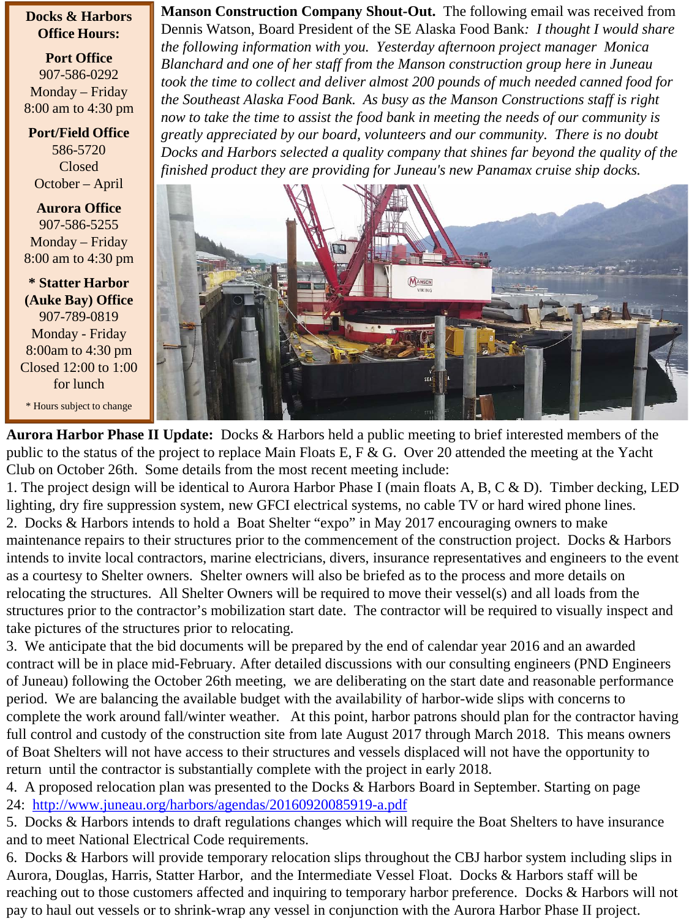**Docks & Harbors Office Hours:**

**Port Office**
907-586-0292
Monday – Friday
8:00 am to 4:30 pm

**Port/Field Office**
586-5720
Closed
October – April

**Aurora Office**
907-586-5255
Monday – Friday
8:00 am to 4:30 pm

*** Statter Harbor (Auke Bay) Office**
907-789-0819
Monday - Friday
8:00am to 4:30 pm
Closed 12:00 to 1:00 for lunch

* Hours subject to change

**Manson Construction Company Shout-Out.** The following email was received from Dennis Watson, Board President of the SE Alaska Food Bank*: I thought I would share the following information with you. Yesterday afternoon project manager Monica Blanchard and one of her staff from the Manson construction group here in Juneau took the time to collect and deliver almost 200 pounds of much needed canned food for the Southeast Alaska Food Bank. As busy as the Manson Constructions staff is right now to take the time to assist the food bank in meeting the needs of our community is greatly appreciated by our board, volunteers and our community. There is no doubt Docks and Harbors selected a quality company that shines far beyond the quality of the finished product they are providing for Juneau's new Panamax cruise ship docks.*

**Aurora Harbor Phase II Update:** Docks & Harbors held a public meeting to brief interested members of the public to the status of the project to replace Main Floats E, F & G. Over 20 attended the meeting at the Yacht Club on October 26th. Some details from the most recent meeting include:

1. The project design will be identical to Aurora Harbor Phase I (main floats A, B, C & D). Timber decking, LED lighting, dry fire suppression system, new GFCI electrical systems, no cable TV or hard wired phone lines.
2. Docks & Harbors intends to hold a Boat Shelter "expo" in May 2017 encouraging owners to make maintenance repairs to their structures prior to the commencement of the construction project. Docks & Harbors intends to invite local contractors, marine electricians, divers, insurance representatives and engineers to the event as a courtesy to Shelter owners. Shelter owners will also be briefed as to the process and more details on relocating the structures. All Shelter Owners will be required to move their vessel(s) and all loads from the structures prior to the contractor's mobilization start date. The contractor will be required to visually inspect and take pictures of the structures prior to relocating.
3. We anticipate that the bid documents will be prepared by the end of calendar year 2016 and an awarded contract will be in place mid-February. After detailed discussions with our consulting engineers (PND Engineers of Juneau) following the October 26th meeting, we are deliberating on the start date and reasonable performance period. We are balancing the available budget with the availability of harbor-wide slips with concerns to complete the work around fall/winter weather. At this point, harbor patrons should plan for the contractor having full control and custody of the construction site from late August 2017 through March 2018. This means owners of Boat Shelters will not have access to their structures and vessels displaced will not have the opportunity to return until the contractor is substantially complete with the project in early 2018.
4. A proposed relocation plan was presented to the Docks & Harbors Board in September. Starting on page 24: http://www.juneau.org/harbors/agendas/20160920085919-a.pdf
5. Docks & Harbors intends to draft regulations changes which will require the Boat Shelters to have insurance and to meet National Electrical Code requirements.
6. Docks & Harbors will provide temporary relocation slips throughout the CBJ harbor system including slips in Aurora, Douglas, Harris, Statter Harbor, and the Intermediate Vessel Float. Docks & Harbors staff will be reaching out to those customers affected and inquiring to temporary harbor preference. Docks & Harbors will not pay to haul out vessels or to shrink-wrap any vessel in conjunction with the Aurora Harbor Phase II project.